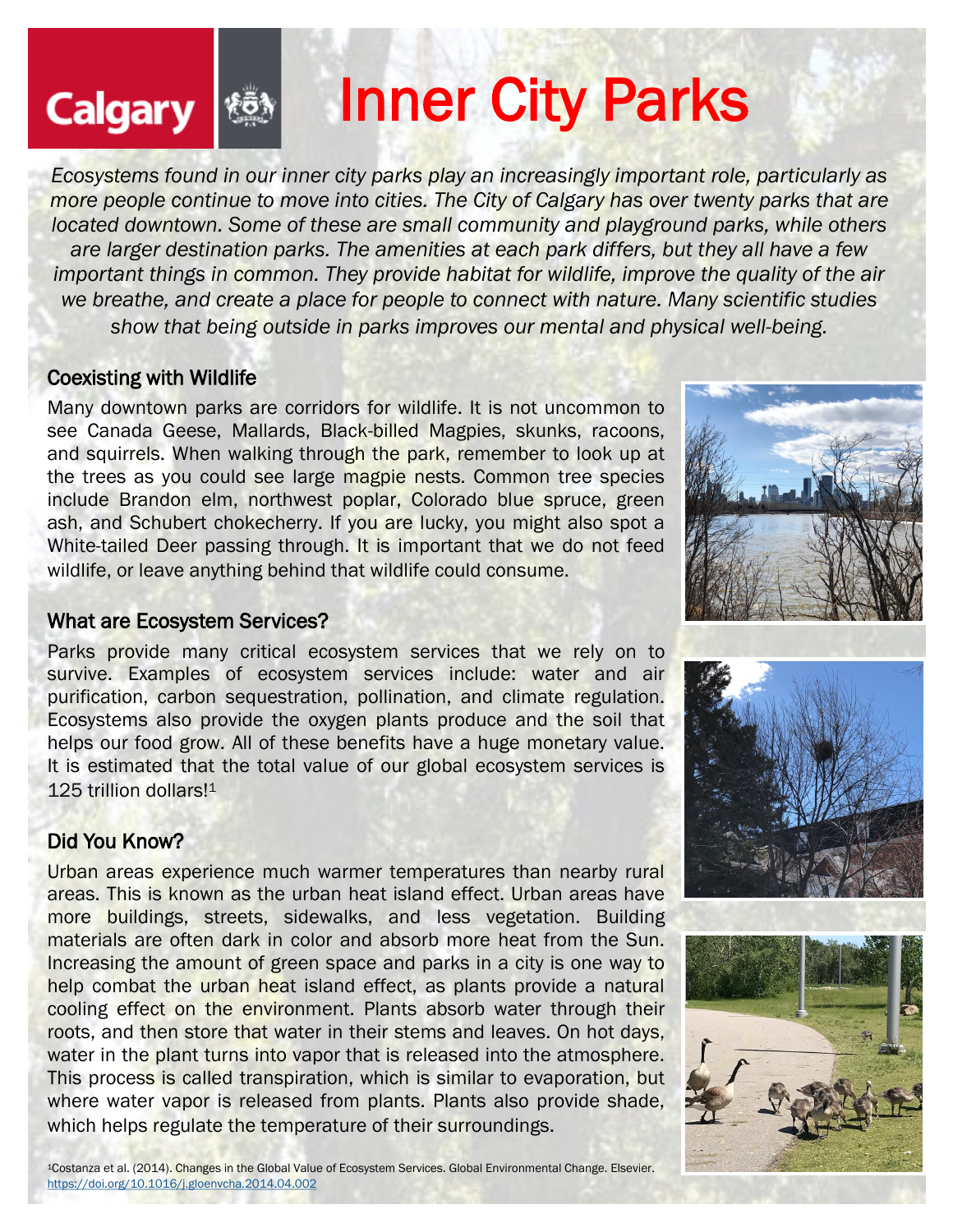Calgary

# Inner City Parks

*Ecosystems found in our inner city parks play an increasingly important role, particularly as more people continue to move into cities. The City of Calgary has over twenty parks that are located downtown. Some of these are small community and playground parks, while others are larger destination parks. The amenities at each park differs, but they all have a few important things in common. They provide habitat for wildlife, improve the quality of the air we breathe, and create a place for people to connect with nature. Many scientific studies show that being outside in parks improves our mental and physical well-being.*

## Coexisting with Wildlife

Many downtown parks are corridors for wildlife. It is not uncommon to see Canada Geese, Mallards, Black-billed Magpies, skunks, racoons, and squirrels. When walking through the park, remember to look up at the trees as you could see large magpie nests. Common tree species include Brandon elm, northwest poplar, Colorado blue spruce, green ash, and Schubert chokecherry. If you are lucky, you might also spot a White-tailed Deer passing through. It is important that we do not feed wildlife, or leave anything behind that wildlife could consume.

## What are Ecosystem Services?

Parks provide many critical ecosystem services that we rely on to survive. Examples of ecosystem services include: water and air purification, carbon sequestration, pollination, and climate regulation. Ecosystems also provide the oxygen plants produce and the soil that helps our food grow. All of these benefits have a huge monetary value. It is estimated that the total value of our global ecosystem services is 125 trillion dollars![1]

## Did You Know?

Urban areas experience much warmer temperatures than nearby rural areas. This is known as the urban heat island effect. Urban areas have more buildings, streets, sidewalks, and less vegetation. Building materials are often dark in color and absorb more heat from the Sun. Increasing the amount of green space and parks in a city is one way to help combat the urban heat island effect, as plants provide a natural cooling effect on the environment. Plants absorb water through their roots, and then store that water in their stems and leaves. On hot days, water in the plant turns into vapor that is released into the atmosphere. This process is called transpiration, which is similar to evaporation, but where water vapor is released from plants. Plants also provide shade, which helps regulate the temperature of their surroundings.

[1]Costanza et al. (2014). Changes in the Global Value of Ecosystem Services. Global Environmental Change. Elsevier. https://doi.org/10.1016/j.gloenvcha.2014.04.002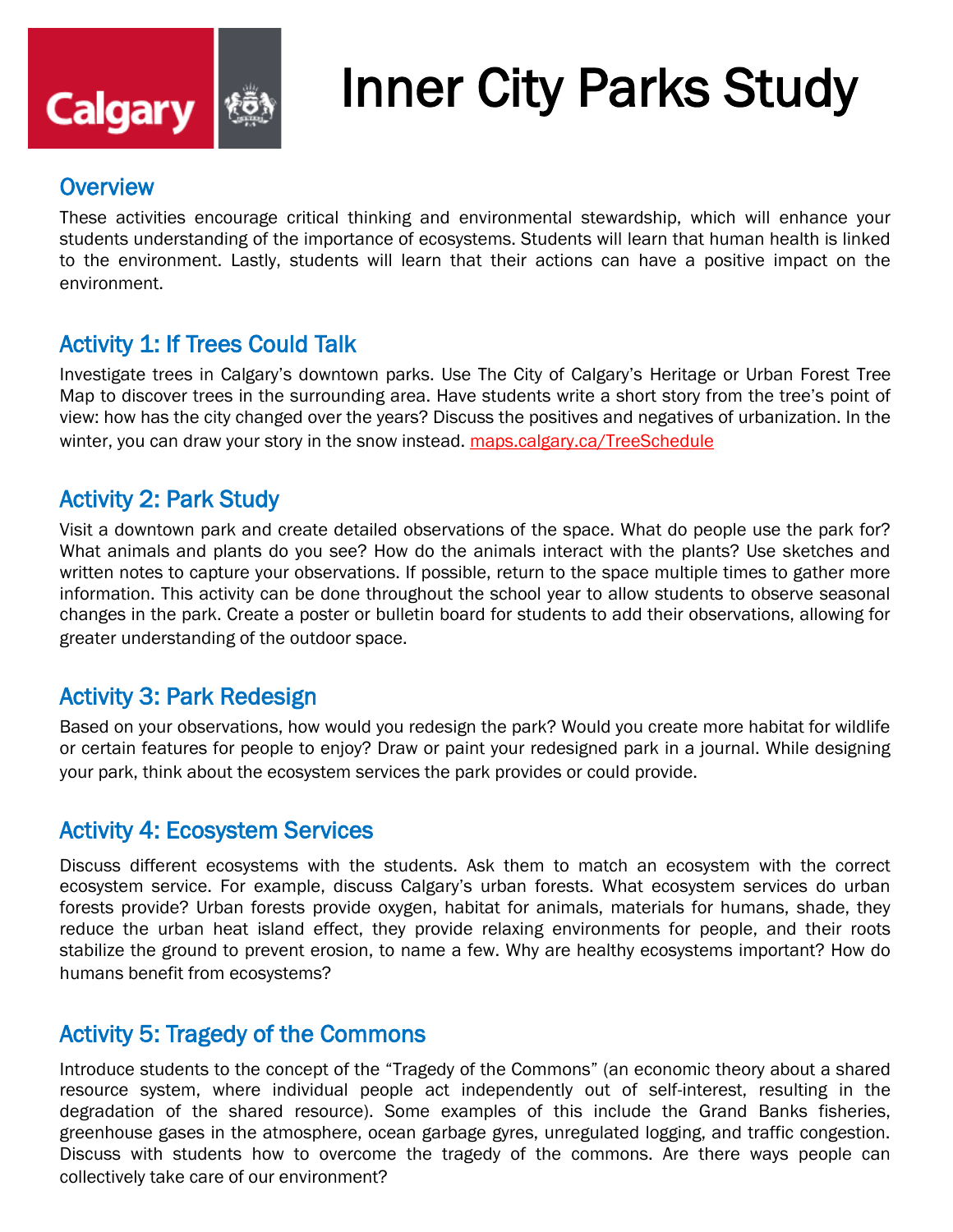# Inner City Parks Study

## Overview

These activities encourage critical thinking and environmental stewardship, which will enhance your students understanding of the importance of ecosystems. Students will learn that human health is linked to the environment. Lastly, students will learn that their actions can have a positive impact on the environment.

## Activity 1: If Trees Could Talk

Investigate trees in Calgary's downtown parks. Use The City of Calgary's Heritage or Urban Forest Tree Map to discover trees in the surrounding area. Have students write a short story from the tree's point of view: how has the city changed over the years? Discuss the positives and negatives of urbanization. In the winter, you can draw your story in the snow instead. maps.calgary.ca/TreeSchedule

## Activity 2: Park Study

Visit a downtown park and create detailed observations of the space. What do people use the park for? What animals and plants do you see? How do the animals interact with the plants? Use sketches and written notes to capture your observations. If possible, return to the space multiple times to gather more information. This activity can be done throughout the school year to allow students to observe seasonal changes in the park. Create a poster or bulletin board for students to add their observations, allowing for greater understanding of the outdoor space.

## Activity 3: Park Redesign

Based on your observations, how would you redesign the park? Would you create more habitat for wildlife or certain features for people to enjoy? Draw or paint your redesigned park in a journal. While designing your park, think about the ecosystem services the park provides or could provide.

## Activity 4: Ecosystem Services

Discuss different ecosystems with the students. Ask them to match an ecosystem with the correct ecosystem service. For example, discuss Calgary's urban forests. What ecosystem services do urban forests provide? Urban forests provide oxygen, habitat for animals, materials for humans, shade, they reduce the urban heat island effect, they provide relaxing environments for people, and their roots stabilize the ground to prevent erosion, to name a few. Why are healthy ecosystems important? How do humans benefit from ecosystems?

## Activity 5: Tragedy of the Commons

Introduce students to the concept of the "Tragedy of the Commons" (an economic theory about a shared resource system, where individual people act independently out of self-interest, resulting in the degradation of the shared resource). Some examples of this include the Grand Banks fisheries, greenhouse gases in the atmosphere, ocean garbage gyres, unregulated logging, and traffic congestion. Discuss with students how to overcome the tragedy of the commons. Are there ways people can collectively take care of our environment?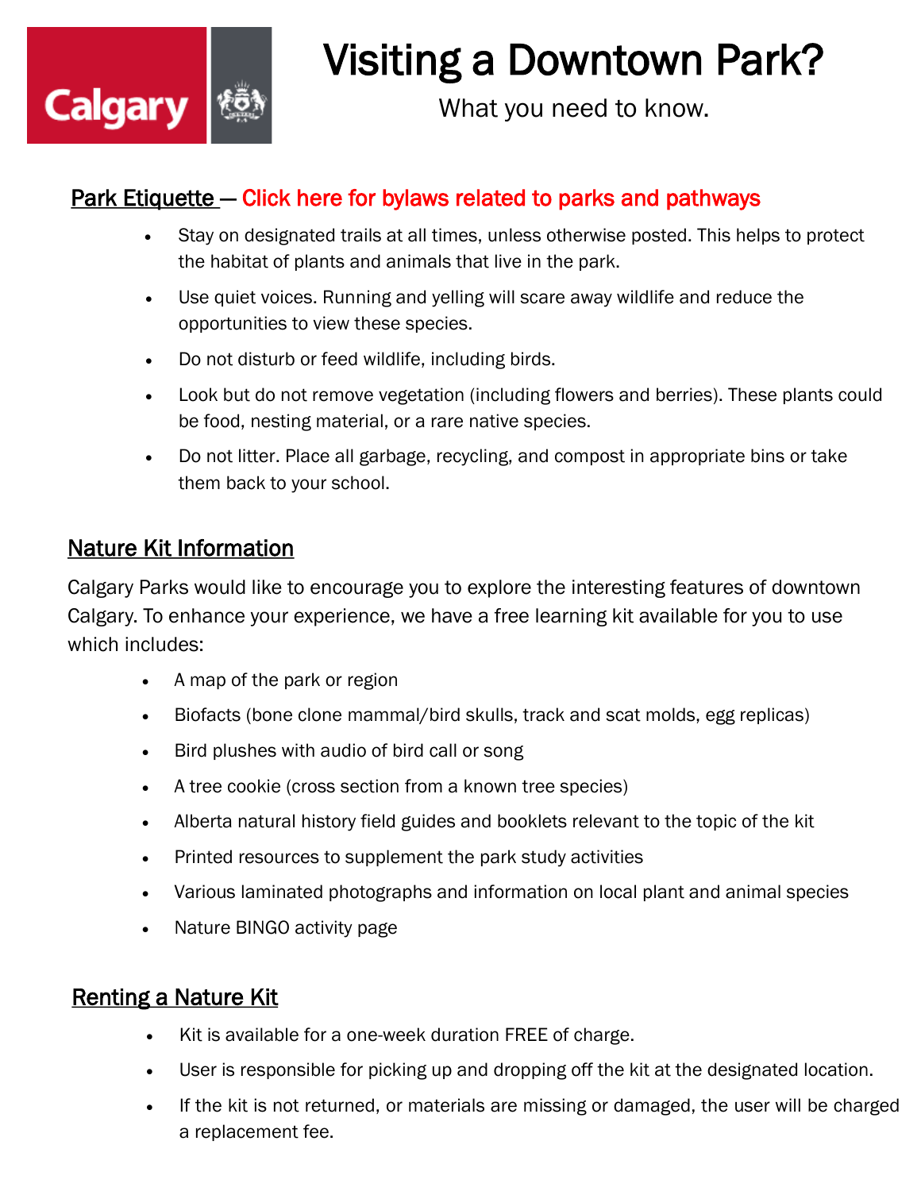# Visiting a Downtown Park?

What you need to know.

## Park Etiquette — Click here for bylaws related to parks and pathways

- Stay on designated trails at all times, unless otherwise posted. This helps to protect the habitat of plants and animals that live in the park.
- Use quiet voices. Running and yelling will scare away wildlife and reduce the opportunities to view these species.
- Do not disturb or feed wildlife, including birds.
- Look but do not remove vegetation (including flowers and berries). These plants could be food, nesting material, or a rare native species.
- Do not litter. Place all garbage, recycling, and compost in appropriate bins or take them back to your school.

## Nature Kit Information

Calgary Parks would like to encourage you to explore the interesting features of downtown Calgary. To enhance your experience, we have a free learning kit available for you to use which includes:

- A map of the park or region
- Biofacts (bone clone mammal/bird skulls, track and scat molds, egg replicas)
- Bird plushes with audio of bird call or song
- A tree cookie (cross section from a known tree species)
- Alberta natural history field guides and booklets relevant to the topic of the kit
- Printed resources to supplement the park study activities
- Various laminated photographs and information on local plant and animal species
- Nature BINGO activity page

## Renting a Nature Kit

- Kit is available for a one-week duration FREE of charge.
- User is responsible for picking up and dropping off the kit at the designated location.
- If the kit is not returned, or materials are missing or damaged, the user will be charged a replacement fee.